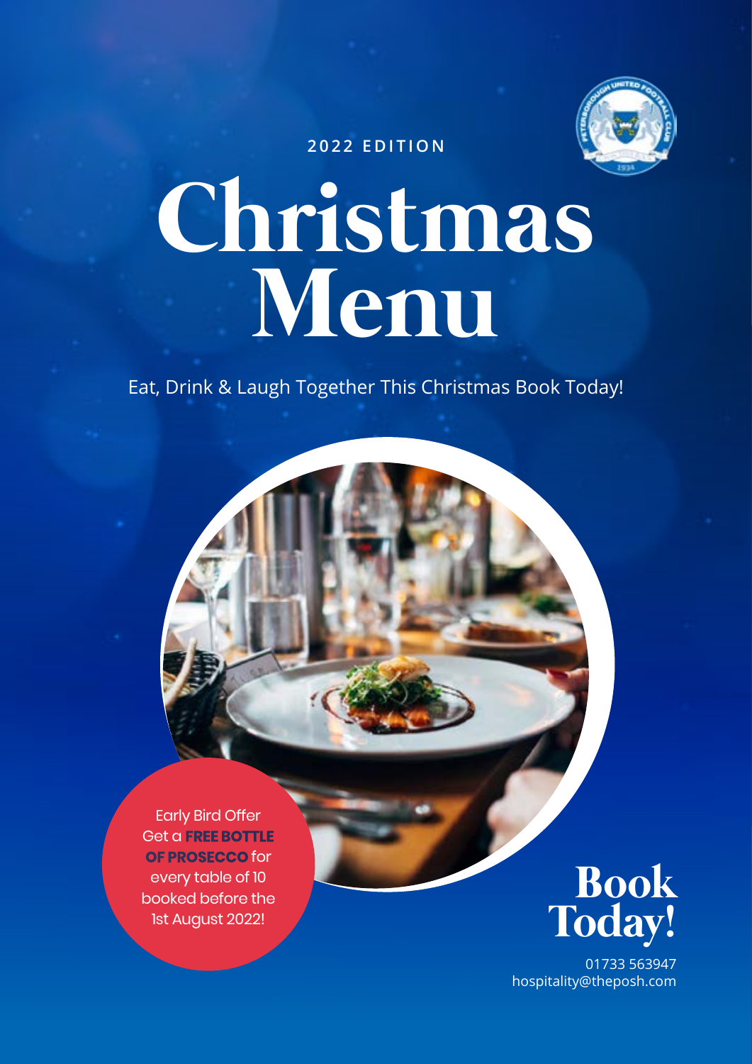2022 EDITION

# Christmas Menu

Eat, Drink & Laugh Together This Christmas Book Today!

Early Bird Offer
Get a **FREE BOTTLE OF PROSECCO** for every table of 10 booked before the 1st August 2022!

## Book Today!

01733 563947
hospitality@theposh.com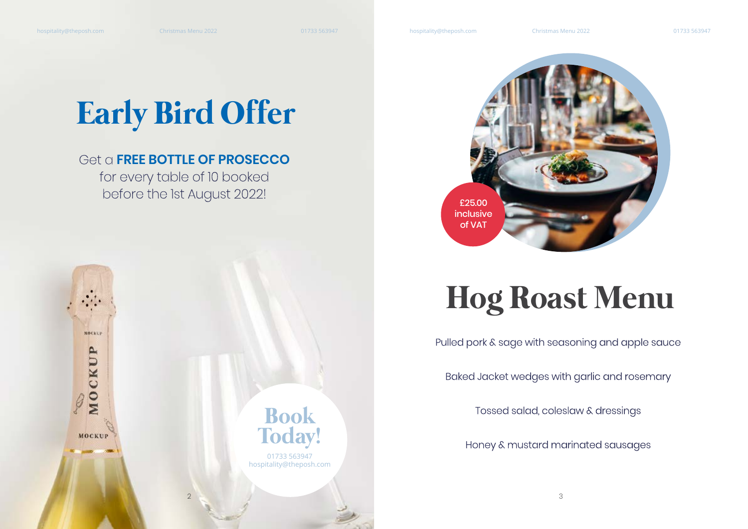# Early Bird Offer

Get a **FREE BOTTLE OF PROSECCO** for every table of 10 booked before the 1st August 2022!

## Book Today!

01733 563947
hospitality@theposh.com

£25.00 inclusive of VAT

# Hog Roast Menu

Pulled pork & sage with seasoning and apple sauce

Baked Jacket wedges with garlic and rosemary

Tossed salad, coleslaw & dressings

Honey & mustard marinated sausages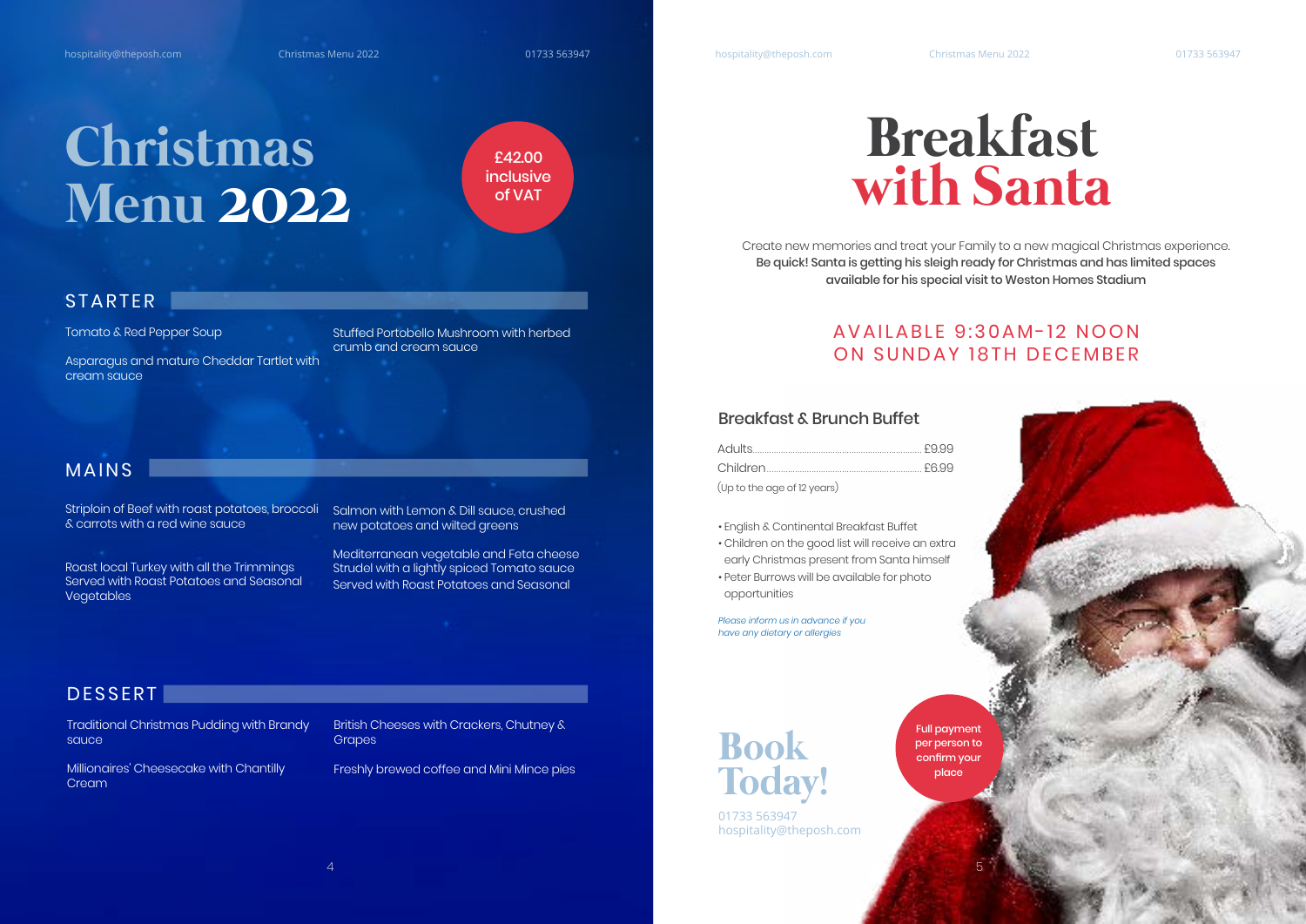# Christmas Menu 2022

**£42.00 inclusive of VAT**

## STARTER

Tomato & Red Pepper Soup

Asparagus and mature Cheddar Tartlet with cream sauce

Stuffed Portobello Mushroom with herbed crumb and cream sauce

## MAINS

Striploin of Beef with roast potatoes, broccoli & carrots with a red wine sauce

Roast local Turkey with all the Trimmings Served with Roast Potatoes and Seasonal Vegetables

Salmon with Lemon & Dill sauce, crushed new potatoes and wilted greens

Mediterranean vegetable and Feta cheese Strudel with a lightly spiced Tomato sauce Served with Roast Potatoes and Seasonal

## DESSERT

Traditional Christmas Pudding with Brandy sauce

Millionaires' Cheesecake with Chantilly Cream

British Cheeses with Crackers, Chutney & Grapes

Freshly brewed coffee and Mini Mince pies

# Breakfast with Santa

Create new memories and treat your Family to a new magical Christmas experience.
**Be quick! Santa is getting his sleigh ready for Christmas and has limited spaces available for his special visit to Weston Homes Stadium**

## AVAILABLE 9:30AM-12 NOON ON SUNDAY 18TH DECEMBER

### Breakfast & Brunch Buffet

Adults........................................ £9.99
Children........................................ £6.99
(Up to the age of 12 years)

- English & Continental Breakfast Buffet
- Children on the good list will receive an extra early Christmas present from Santa himself
- Peter Burrows will be available for photo opportunities

*Please inform us in advance if you have any dietary or allergies*

## Book Today!

01733 563947
hospitality@theposh.com

**Full payment per person to confirm your place**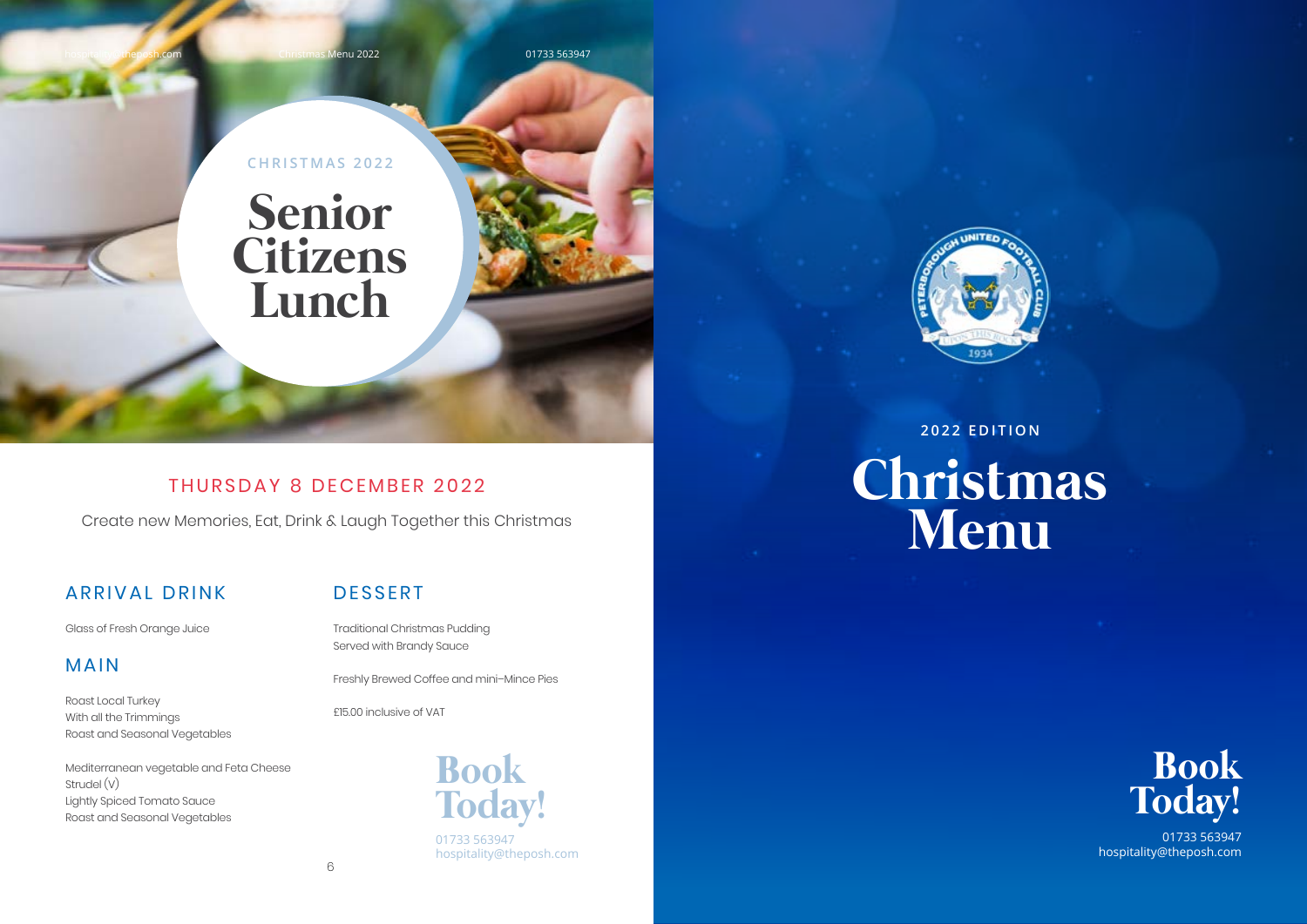CHRISTMAS 2022

# Senior Citizens Lunch

THURSDAY 8 DECEMBER 2022

Create new Memories, Eat, Drink & Laugh Together this Christmas

## ARRIVAL DRINK

Glass of Fresh Orange Juice

## MAIN

Roast Local Turkey
With all the Trimmings
Roast and Seasonal Vegetables

Mediterranean vegetable and Feta Cheese Strudel (V)
Lightly Spiced Tomato Sauce
Roast and Seasonal Vegetables

## DESSERT

Traditional Christmas Pudding
Served with Brandy Sauce

Freshly Brewed Coffee and mini-Mince Pies

£15.00 inclusive of VAT

**Book Today!**

01733 563947
hospitality@theposh.com

2022 EDITION

# Christmas Menu

**Book Today!**

01733 563947
hospitality@theposh.com